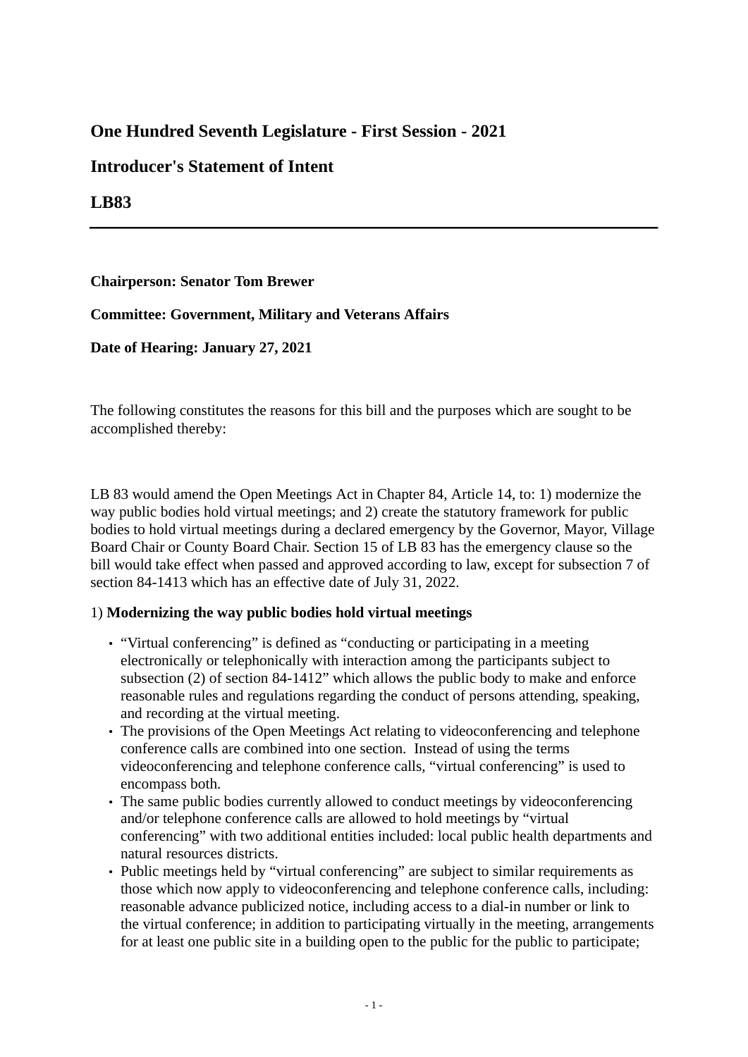# One Hundred Seventh Legislature - First Session - 2021

## Introducer's Statement of Intent

## LB83

---

**Chairperson: Senator Tom Brewer**

**Committee: Government, Military and Veterans Affairs**

**Date of Hearing: January 27, 2021**

The following constitutes the reasons for this bill and the purposes which are sought to be accomplished thereby:

LB 83 would amend the Open Meetings Act in Chapter 84, Article 14, to: 1) modernize the way public bodies hold virtual meetings; and 2) create the statutory framework for public bodies to hold virtual meetings during a declared emergency by the Governor, Mayor, Village Board Chair or County Board Chair. Section 15 of LB 83 has the emergency clause so the bill would take effect when passed and approved according to law, except for subsection 7 of section 84-1413 which has an effective date of July 31, 2022.

1) **Modernizing the way public bodies hold virtual meetings**

- "Virtual conferencing" is defined as "conducting or participating in a meeting electronically or telephonically with interaction among the participants subject to subsection (2) of section 84-1412" which allows the public body to make and enforce reasonable rules and regulations regarding the conduct of persons attending, speaking, and recording at the virtual meeting.
- The provisions of the Open Meetings Act relating to videoconferencing and telephone conference calls are combined into one section. Instead of using the terms videoconferencing and telephone conference calls, "virtual conferencing" is used to encompass both.
- The same public bodies currently allowed to conduct meetings by videoconferencing and/or telephone conference calls are allowed to hold meetings by "virtual conferencing" with two additional entities included: local public health departments and natural resources districts.
- Public meetings held by "virtual conferencing" are subject to similar requirements as those which now apply to videoconferencing and telephone conference calls, including: reasonable advance publicized notice, including access to a dial-in number or link to the virtual conference; in addition to participating virtually in the meeting, arrangements for at least one public site in a building open to the public for the public to participate;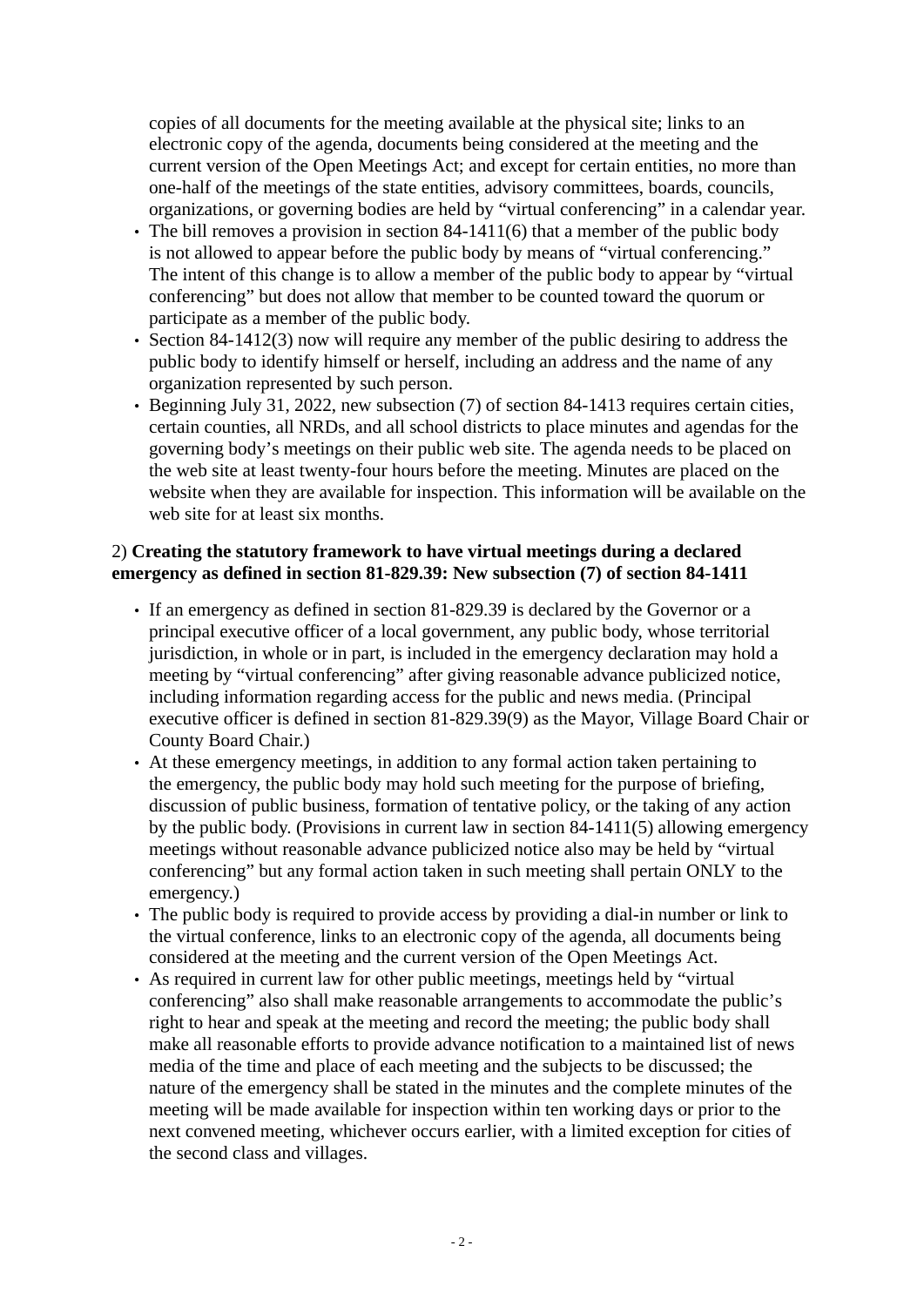copies of all documents for the meeting available at the physical site; links to an electronic copy of the agenda, documents being considered at the meeting and the current version of the Open Meetings Act; and except for certain entities, no more than one-half of the meetings of the state entities, advisory committees, boards, councils, organizations, or governing bodies are held by "virtual conferencing" in a calendar year.

- The bill removes a provision in section 84-1411(6) that a member of the public body is not allowed to appear before the public body by means of "virtual conferencing." The intent of this change is to allow a member of the public body to appear by "virtual conferencing" but does not allow that member to be counted toward the quorum or participate as a member of the public body.
- Section 84-1412(3) now will require any member of the public desiring to address the public body to identify himself or herself, including an address and the name of any organization represented by such person.
- Beginning July 31, 2022, new subsection (7) of section 84-1413 requires certain cities, certain counties, all NRDs, and all school districts to place minutes and agendas for the governing body's meetings on their public web site. The agenda needs to be placed on the web site at least twenty-four hours before the meeting. Minutes are placed on the website when they are available for inspection. This information will be available on the web site for at least six months.

2) **Creating the statutory framework to have virtual meetings during a declared emergency as defined in section 81-829.39: New subsection (7) of section 84-1411**

- If an emergency as defined in section 81-829.39 is declared by the Governor or a principal executive officer of a local government, any public body, whose territorial jurisdiction, in whole or in part, is included in the emergency declaration may hold a meeting by "virtual conferencing" after giving reasonable advance publicized notice, including information regarding access for the public and news media. (Principal executive officer is defined in section 81-829.39(9) as the Mayor, Village Board Chair or County Board Chair.)
- At these emergency meetings, in addition to any formal action taken pertaining to the emergency, the public body may hold such meeting for the purpose of briefing, discussion of public business, formation of tentative policy, or the taking of any action by the public body. (Provisions in current law in section 84-1411(5) allowing emergency meetings without reasonable advance publicized notice also may be held by "virtual conferencing" but any formal action taken in such meeting shall pertain ONLY to the emergency.)
- The public body is required to provide access by providing a dial-in number or link to the virtual conference, links to an electronic copy of the agenda, all documents being considered at the meeting and the current version of the Open Meetings Act.
- As required in current law for other public meetings, meetings held by "virtual conferencing" also shall make reasonable arrangements to accommodate the public's right to hear and speak at the meeting and record the meeting; the public body shall make all reasonable efforts to provide advance notification to a maintained list of news media of the time and place of each meeting and the subjects to be discussed; the nature of the emergency shall be stated in the minutes and the complete minutes of the meeting will be made available for inspection within ten working days or prior to the next convened meeting, whichever occurs earlier, with a limited exception for cities of the second class and villages.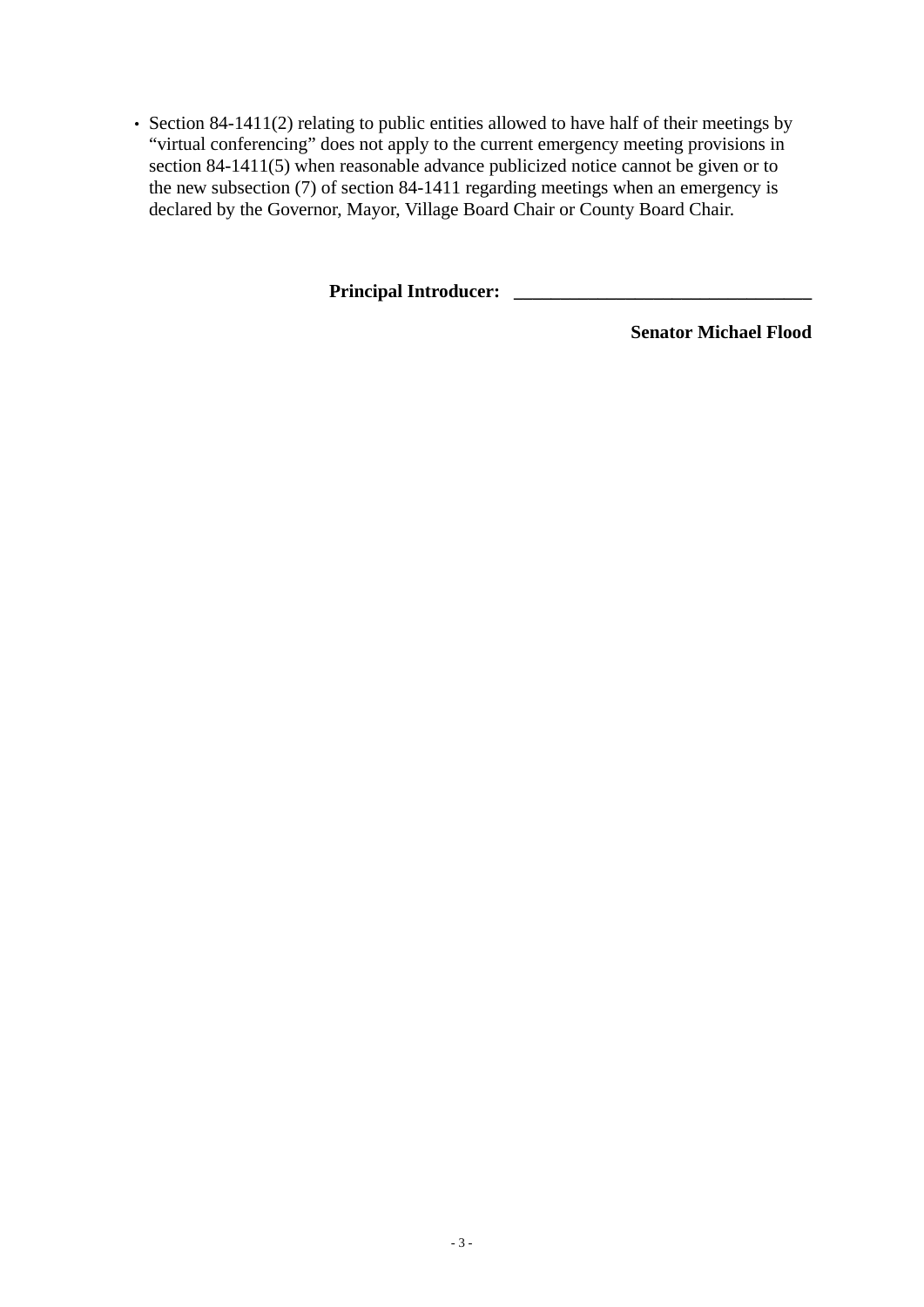- Section 84-1411(2) relating to public entities allowed to have half of their meetings by "virtual conferencing" does not apply to the current emergency meeting provisions in section 84-1411(5) when reasonable advance publicized notice cannot be given or to the new subsection (7) of section 84-1411 regarding meetings when an emergency is declared by the Governor, Mayor, Village Board Chair or County Board Chair.

**Principal Introducer:** ________________________________

**Senator Michael Flood**